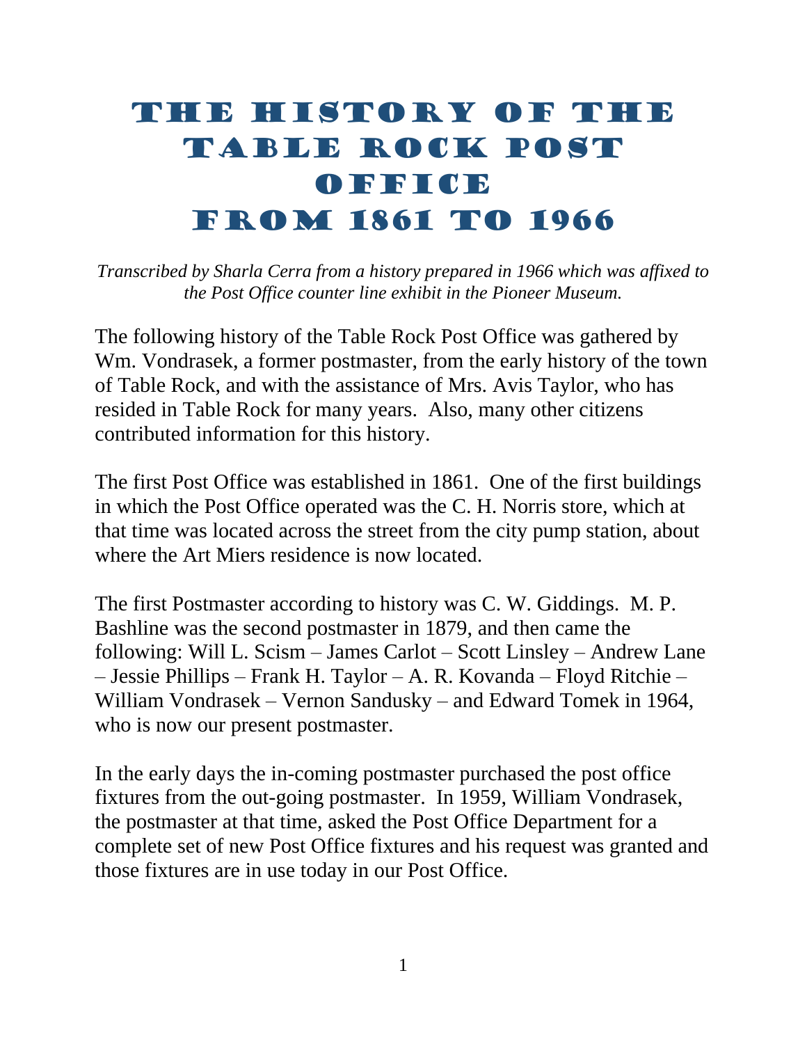# The History of the Table Rock Post Office from 1861 to 1966

*Transcribed by Sharla Cerra from a history prepared in 1966 which was affixed to the Post Office counter line exhibit in the Pioneer Museum.*

The following history of the Table Rock Post Office was gathered by Wm. Vondrasek, a former postmaster, from the early history of the town of Table Rock, and with the assistance of Mrs. Avis Taylor, who has resided in Table Rock for many years. Also, many other citizens contributed information for this history.

The first Post Office was established in 1861. One of the first buildings in which the Post Office operated was the C. H. Norris store, which at that time was located across the street from the city pump station, about where the Art Miers residence is now located.

The first Postmaster according to history was C. W. Giddings. M. P. Bashline was the second postmaster in 1879, and then came the following: Will L. Scism – James Carlot – Scott Linsley – Andrew Lane – Jessie Phillips – Frank H. Taylor – A. R. Kovanda – Floyd Ritchie – William Vondrasek – Vernon Sandusky – and Edward Tomek in 1964, who is now our present postmaster.

In the early days the in-coming postmaster purchased the post office fixtures from the out-going postmaster. In 1959, William Vondrasek, the postmaster at that time, asked the Post Office Department for a complete set of new Post Office fixtures and his request was granted and those fixtures are in use today in our Post Office.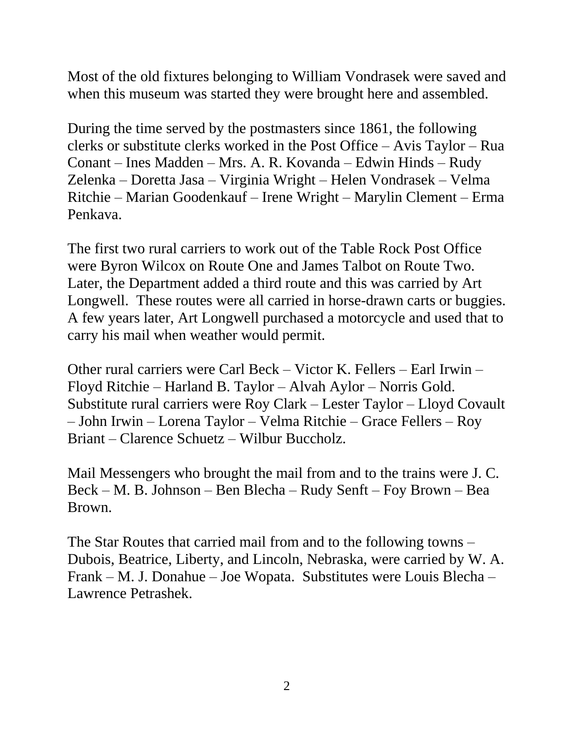Most of the old fixtures belonging to William Vondrasek were saved and when this museum was started they were brought here and assembled.

During the time served by the postmasters since 1861, the following clerks or substitute clerks worked in the Post Office – Avis Taylor – Rua Conant – Ines Madden – Mrs. A. R. Kovanda – Edwin Hinds – Rudy Zelenka – Doretta Jasa – Virginia Wright – Helen Vondrasek – Velma Ritchie – Marian Goodenkauf – Irene Wright – Marylin Clement – Erma Penkava.

The first two rural carriers to work out of the Table Rock Post Office were Byron Wilcox on Route One and James Talbot on Route Two. Later, the Department added a third route and this was carried by Art Longwell. These routes were all carried in horse-drawn carts or buggies. A few years later, Art Longwell purchased a motorcycle and used that to carry his mail when weather would permit.

Other rural carriers were Carl Beck – Victor K. Fellers – Earl Irwin – Floyd Ritchie – Harland B. Taylor – Alvah Aylor – Norris Gold. Substitute rural carriers were Roy Clark – Lester Taylor – Lloyd Covault – John Irwin – Lorena Taylor – Velma Ritchie – Grace Fellers – Roy Briant – Clarence Schuetz – Wilbur Buccholz.

Mail Messengers who brought the mail from and to the trains were J. C. Beck – M. B. Johnson – Ben Blecha – Rudy Senft – Foy Brown – Bea Brown.

The Star Routes that carried mail from and to the following towns – Dubois, Beatrice, Liberty, and Lincoln, Nebraska, were carried by W. A. Frank – M. J. Donahue – Joe Wopata. Substitutes were Louis Blecha – Lawrence Petrashek.